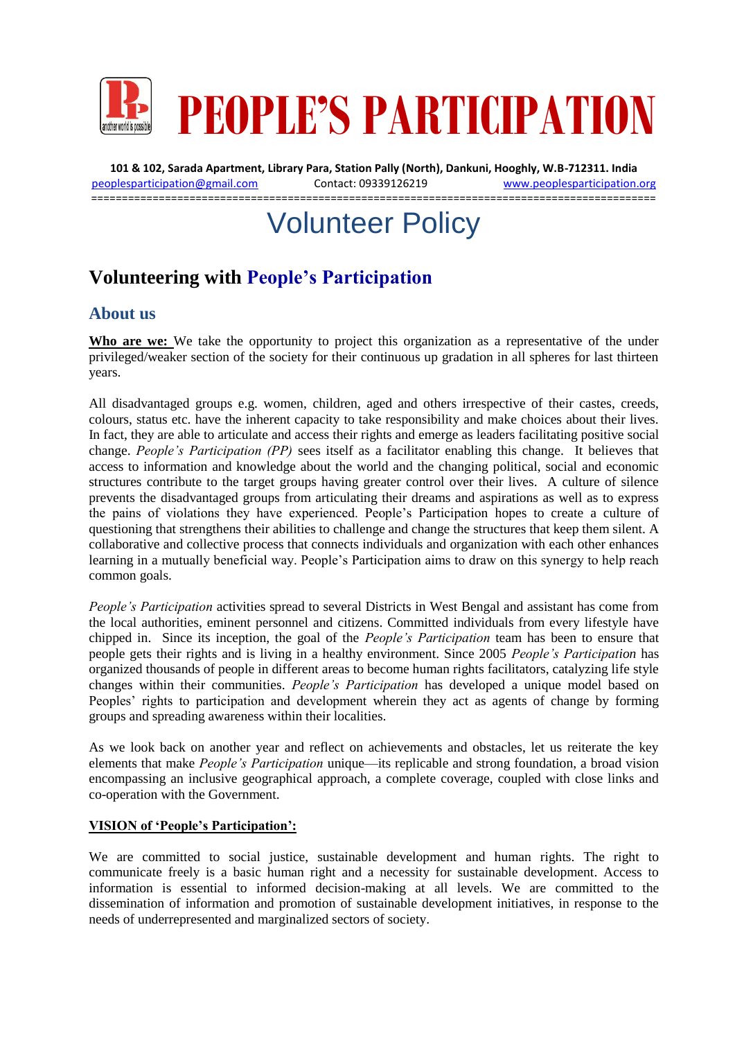# PEOPLE'S PARTICIPATION

**101 & 102, Sarada Apartment, Library Para, Station Pally (North), Dankuni, Hooghly, W.B-712311. India**

peoplesparticipation@gmail.com Contact: 09339126219 www.peoplesparticipation.org

# Volunteer Policy

## Volunteering with People's Participation

### About us

**Who are we:** We take the opportunity to project this organization as a representative of the under privileged/weaker section of the society for their continuous up gradation in all spheres for last thirteen years.

All disadvantaged groups e.g. women, children, aged and others irrespective of their castes, creeds, colours, status etc. have the inherent capacity to take responsibility and make choices about their lives. In fact, they are able to articulate and access their rights and emerge as leaders facilitating positive social change. *People's Participation (PP)* sees itself as a facilitator enabling this change. It believes that access to information and knowledge about the world and the changing political, social and economic structures contribute to the target groups having greater control over their lives. A culture of silence prevents the disadvantaged groups from articulating their dreams and aspirations as well as to express the pains of violations they have experienced. People's Participation hopes to create a culture of questioning that strengthens their abilities to challenge and change the structures that keep them silent. A collaborative and collective process that connects individuals and organization with each other enhances learning in a mutually beneficial way. People's Participation aims to draw on this synergy to help reach common goals.

*People's Participation* activities spread to several Districts in West Bengal and assistant has come from the local authorities, eminent personnel and citizens. Committed individuals from every lifestyle have chipped in. Since its inception, the goal of the *People's Participation* team has been to ensure that people gets their rights and is living in a healthy environment. Since 2005 *People's Participation* has organized thousands of people in different areas to become human rights facilitators, catalyzing life style changes within their communities. *People's Participation* has developed a unique model based on Peoples' rights to participation and development wherein they act as agents of change by forming groups and spreading awareness within their localities.

As we look back on another year and reflect on achievements and obstacles, let us reiterate the key elements that make *People's Participation* unique—its replicable and strong foundation, a broad vision encompassing an inclusive geographical approach, a complete coverage, coupled with close links and co-operation with the Government.

**VISION of 'People's Participation':**

We are committed to social justice, sustainable development and human rights. The right to communicate freely is a basic human right and a necessity for sustainable development. Access to information is essential to informed decision-making at all levels. We are committed to the dissemination of information and promotion of sustainable development initiatives, in response to the needs of underrepresented and marginalized sectors of society.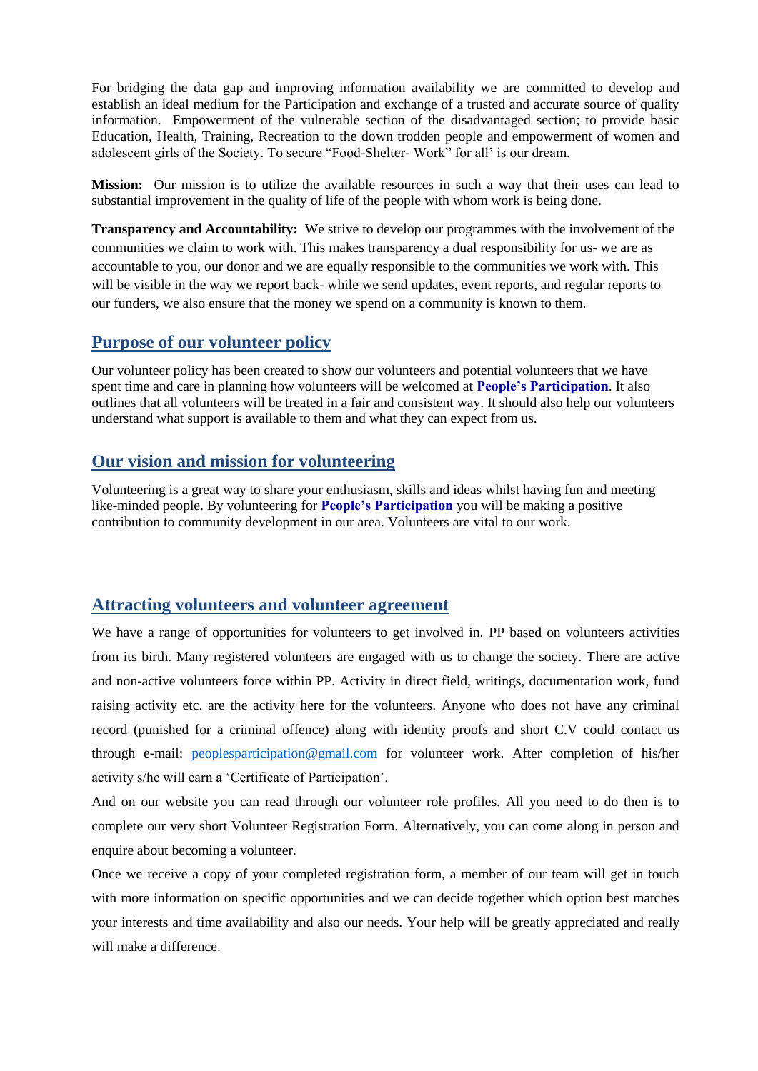For bridging the data gap and improving information availability we are committed to develop and establish an ideal medium for the Participation and exchange of a trusted and accurate source of quality information. Empowerment of the vulnerable section of the disadvantaged section; to provide basic Education, Health, Training, Recreation to the down trodden people and empowerment of women and adolescent girls of the Society. To secure "Food-Shelter- Work" for all' is our dream.

**Mission:** Our mission is to utilize the available resources in such a way that their uses can lead to substantial improvement in the quality of life of the people with whom work is being done.

**Transparency and Accountability:** We strive to develop our programmes with the involvement of the communities we claim to work with. This makes transparency a dual responsibility for us- we are as accountable to you, our donor and we are equally responsible to the communities we work with. This will be visible in the way we report back- while we send updates, event reports, and regular reports to our funders, we also ensure that the money we spend on a community is known to them.

## Purpose of our volunteer policy

Our volunteer policy has been created to show our volunteers and potential volunteers that we have spent time and care in planning how volunteers will be welcomed at **People's Participation**. It also outlines that all volunteers will be treated in a fair and consistent way. It should also help our volunteers understand what support is available to them and what they can expect from us.

## Our vision and mission for volunteering

Volunteering is a great way to share your enthusiasm, skills and ideas whilst having fun and meeting like-minded people. By volunteering for **People's Participation** you will be making a positive contribution to community development in our area. Volunteers are vital to our work.

## Attracting volunteers and volunteer agreement

We have a range of opportunities for volunteers to get involved in. PP based on volunteers activities from its birth. Many registered volunteers are engaged with us to change the society. There are active and non-active volunteers force within PP. Activity in direct field, writings, documentation work, fund raising activity etc. are the activity here for the volunteers. Anyone who does not have any criminal record (punished for a criminal offence) along with identity proofs and short C.V could contact us through e-mail: peoplesparticipation@gmail.com for volunteer work. After completion of his/her activity s/he will earn a 'Certificate of Participation'.

And on our website you can read through our volunteer role profiles. All you need to do then is to complete our very short Volunteer Registration Form. Alternatively, you can come along in person and enquire about becoming a volunteer.

Once we receive a copy of your completed registration form, a member of our team will get in touch with more information on specific opportunities and we can decide together which option best matches your interests and time availability and also our needs. Your help will be greatly appreciated and really will make a difference.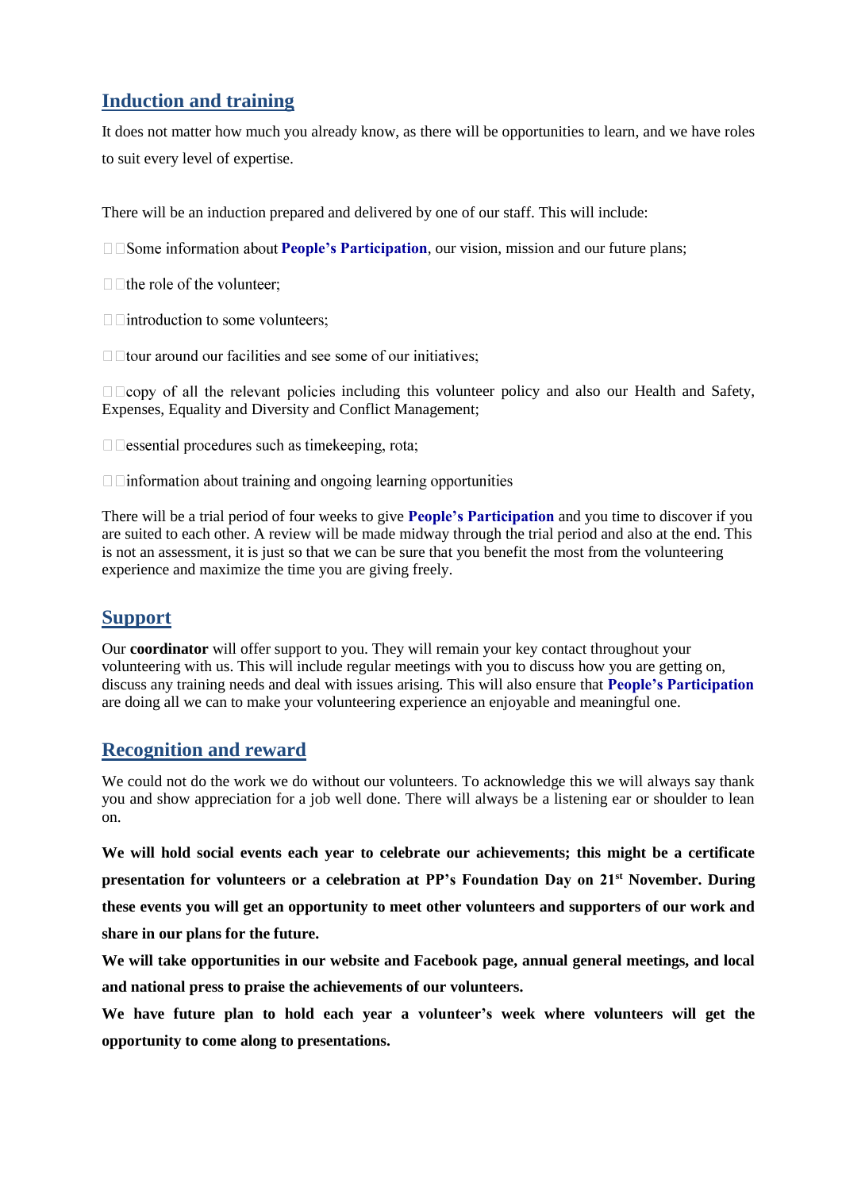## Induction and training

It does not matter how much you already know, as there will be opportunities to learn, and we have roles to suit every level of expertise.

There will be an induction prepared and delivered by one of our staff. This will include:

- Some information about **People's Participation**, our vision, mission and our future plans;
- the role of the volunteer;
- introduction to some volunteers;
- tour around our facilities and see some of our initiatives;
- copy of all the relevant policies including this volunteer policy and also our Health and Safety, Expenses, Equality and Diversity and Conflict Management;
- essential procedures such as timekeeping, rota;
- information about training and ongoing learning opportunities

There will be a trial period of four weeks to give **People's Participation** and you time to discover if you are suited to each other. A review will be made midway through the trial period and also at the end. This is not an assessment, it is just so that we can be sure that you benefit the most from the volunteering experience and maximize the time you are giving freely.

## Support

Our **coordinator** will offer support to you. They will remain your key contact throughout your volunteering with us. This will include regular meetings with you to discuss how you are getting on, discuss any training needs and deal with issues arising. This will also ensure that **People's Participation** are doing all we can to make your volunteering experience an enjoyable and meaningful one.

## Recognition and reward

We could not do the work we do without our volunteers. To acknowledge this we will always say thank you and show appreciation for a job well done. There will always be a listening ear or shoulder to lean on.

**We will hold social events each year to celebrate our achievements; this might be a certificate presentation for volunteers or a celebration at PP's Foundation Day on 21st November. During these events you will get an opportunity to meet other volunteers and supporters of our work and share in our plans for the future.**

**We will take opportunities in our website and Facebook page, annual general meetings, and local and national press to praise the achievements of our volunteers.**

**We have future plan to hold each year a volunteer's week where volunteers will get the opportunity to come along to presentations.**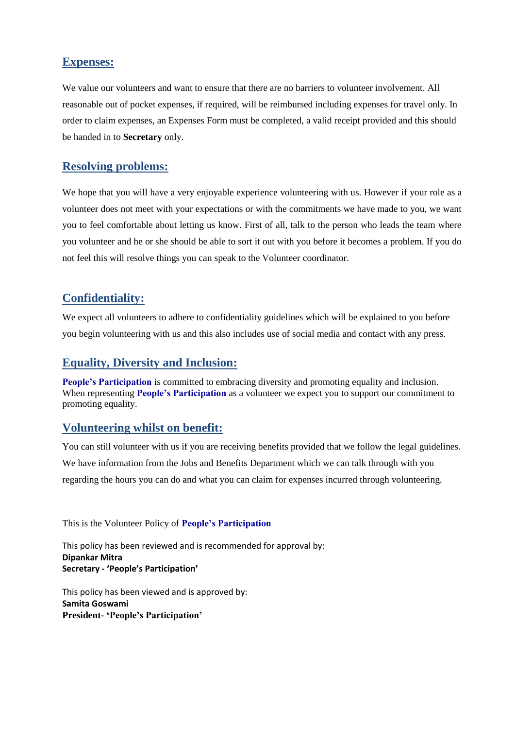## Expenses:

We value our volunteers and want to ensure that there are no barriers to volunteer involvement. All reasonable out of pocket expenses, if required, will be reimbursed including expenses for travel only. In order to claim expenses, an Expenses Form must be completed, a valid receipt provided and this should be handed in to **Secretary** only.

## Resolving problems:

We hope that you will have a very enjoyable experience volunteering with us. However if your role as a volunteer does not meet with your expectations or with the commitments we have made to you, we want you to feel comfortable about letting us know. First of all, talk to the person who leads the team where you volunteer and he or she should be able to sort it out with you before it becomes a problem. If you do not feel this will resolve things you can speak to the Volunteer coordinator.

## Confidentiality:

We expect all volunteers to adhere to confidentiality guidelines which will be explained to you before you begin volunteering with us and this also includes use of social media and contact with any press.

## Equality, Diversity and Inclusion:

**People's Participation** is committed to embracing diversity and promoting equality and inclusion. When representing **People's Participation** as a volunteer we expect you to support our commitment to promoting equality.

## Volunteering whilst on benefit:

You can still volunteer with us if you are receiving benefits provided that we follow the legal guidelines. We have information from the Jobs and Benefits Department which we can talk through with you regarding the hours you can do and what you can claim for expenses incurred through volunteering.

This is the Volunteer Policy of **People's Participation**

This policy has been reviewed and is recommended for approval by:
**Dipankar Mitra**
**Secretary - 'People's Participation'**

This policy has been viewed and is approved by:
**Samita Goswami**
**President- 'People's Participation'**